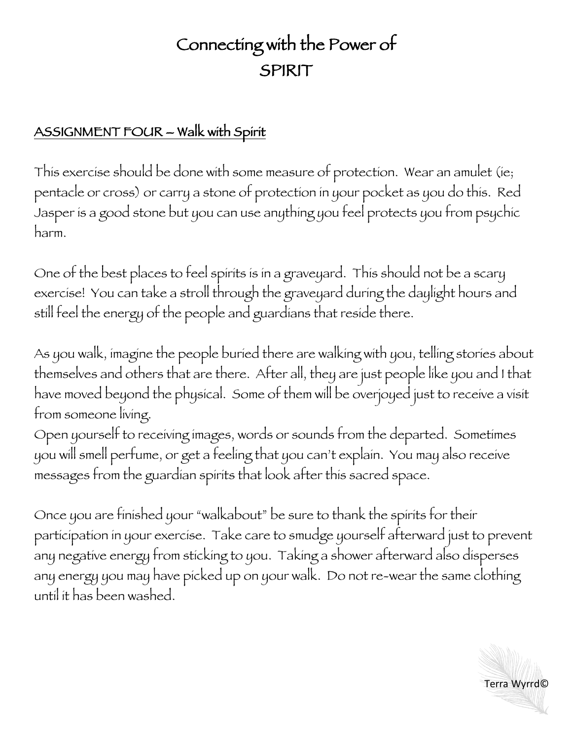# Connecting with the Power of SPIRIT

## ASSIGNMENT FOUR – Walk with Spirit

This exercise should be done with some measure of protection. Wear an amulet (ie; pentacle or cross) or carry a stone of protection in your pocket as you do this. Red Jasper is a good stone but you can use anything you feel protects you from psychic harm.

One of the best places to feel spirits is in a graveyard. This should not be a scary exercise! You can take a stroll through the graveyard during the daylight hours and still feel the energy of the people and guardians that reside there.

As you walk, imagine the people buried there are walking with you, telling stories about themselves and others that are there. After all, they are just people like you and I that have moved beyond the physical. Some of them will be overjoyed just to receive a visit from someone living.
Open yourself to receiving images, words or sounds from the departed. Sometimes you will smell perfume, or get a feeling that you can't explain. You may also receive messages from the guardian spirits that look after this sacred space.

Once you are finished your "walkabout" be sure to thank the spirits for their participation in your exercise. Take care to smudge yourself afterward just to prevent any negative energy from sticking to you. Taking a shower afterward also disperses any energy you may have picked up on your walk. Do not re-wear the same clothing until it has been washed.

Terra Wyrrd©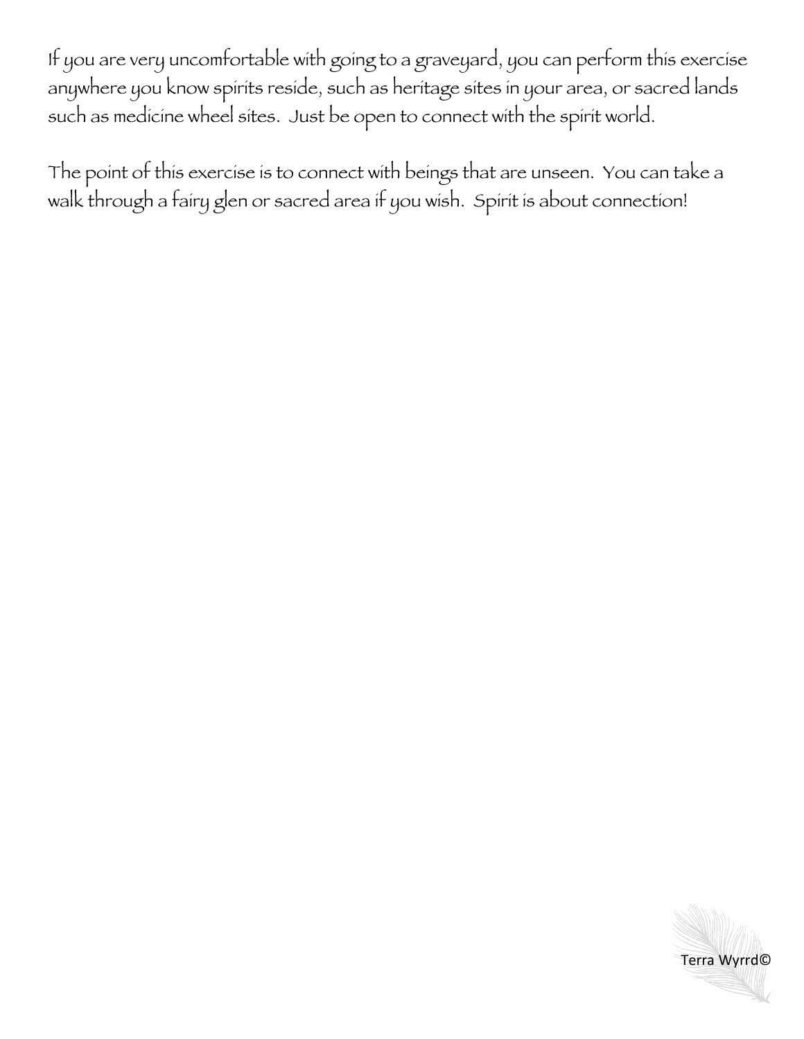If you are very uncomfortable with going to a graveyard, you can perform this exercise anywhere you know spirits reside, such as heritage sites in your area, or sacred lands such as medicine wheel sites. Just be open to connect with the spirit world.

The point of this exercise is to connect with beings that are unseen. You can take a walk through a fairy glen or sacred area if you wish. Spirit is about connection!